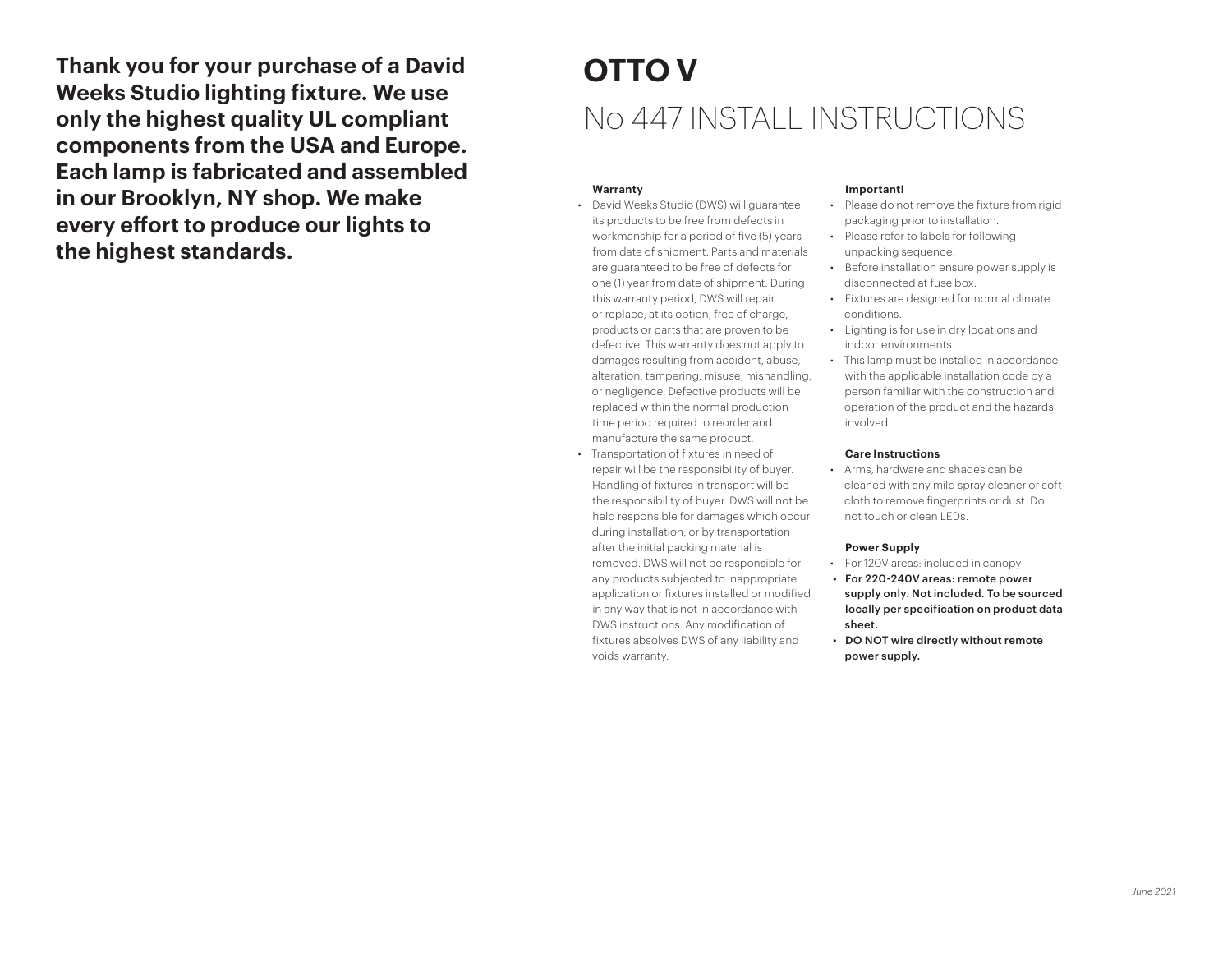**Thank you for your purchase of a David Weeks Studio lighting fixture. We use only the highest quality UL compliant components from the USA and Europe. Each lamp is fabricated and assembled in our Brooklyn, NY shop. We make every effort to produce our lights to the highest standards.**

# OTTO V

## No 447 INSTALL INSTRUCTIONS

**Warranty**

- David Weeks Studio (DWS) will guarantee its products to be free from defects in workmanship for a period of five (5) years from date of shipment. Parts and materials are guaranteed to be free of defects for one (1) year from date of shipment. During this warranty period, DWS will repair or replace, at its option, free of charge, products or parts that are proven to be defective. This warranty does not apply to damages resulting from accident, abuse, alteration, tampering, misuse, mishandling, or negligence. Defective products will be replaced within the normal production time period required to reorder and manufacture the same product.
- Transportation of fixtures in need of repair will be the responsibility of buyer. Handling of fixtures in transport will be the responsibility of buyer. DWS will not be held responsible for damages which occur during installation, or by transportation after the initial packing material is removed. DWS will not be responsible for any products subjected to inappropriate application or fixtures installed or modified in any way that is not in accordance with DWS instructions. Any modification of fixtures absolves DWS of any liability and voids warranty.

**Important!**

- Please do not remove the fixture from rigid packaging prior to installation.
- Please refer to labels for following unpacking sequence.
- Before installation ensure power supply is disconnected at fuse box.
- Fixtures are designed for normal climate conditions.
- Lighting is for use in dry locations and indoor environments.
- This lamp must be installed in accordance with the applicable installation code by a person familiar with the construction and operation of the product and the hazards involved.

**Care Instructions**

- Arms, hardware and shades can be cleaned with any mild spray cleaner or soft cloth to remove fingerprints or dust. Do not touch or clean LEDs.

**Power Supply**

- For 120V areas: included in canopy
- **For 220-240V areas: remote power supply only. Not included. To be sourced locally per specification on product data sheet.**
- **DO NOT wire directly without remote power supply.**

*June 2021*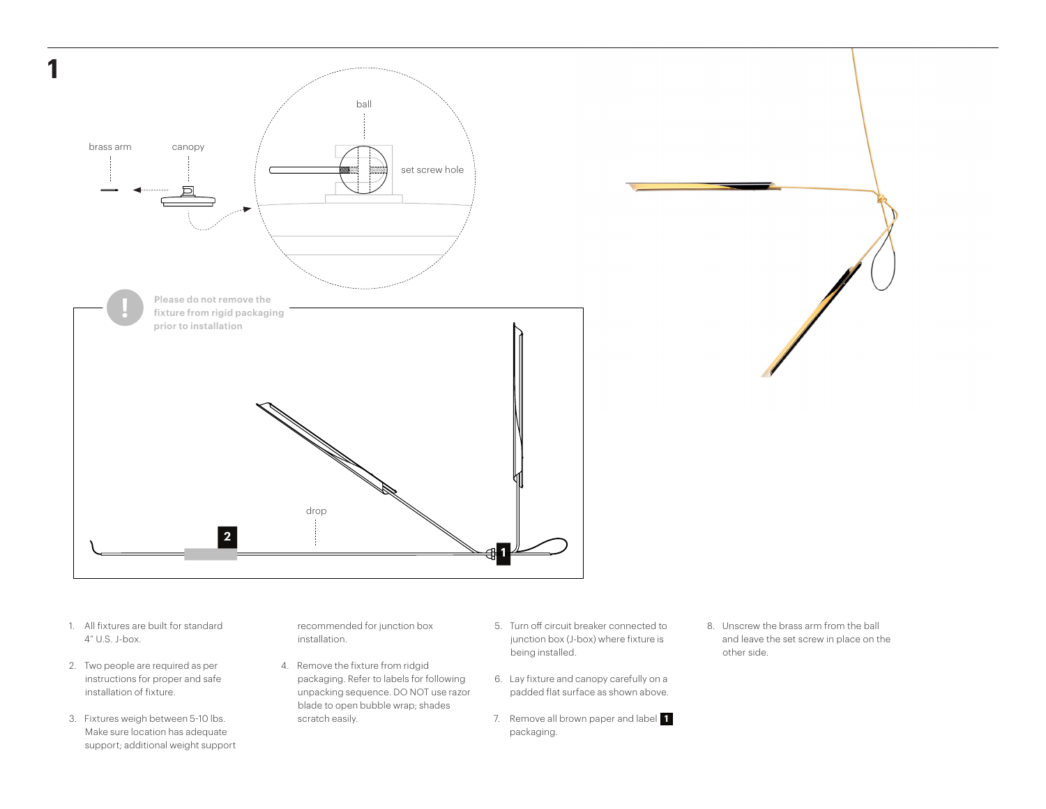# 1

brass arm

canopy

ball

set screw hole

Please do not remove the fixture from rigid packaging prior to installation

drop

1. All fixtures are built for standard 4" U.S. J-box.

2. Two people are required as per instructions for proper and safe installation of fixture.

3. Fixtures weigh between 5-10 lbs. Make sure location has adequate support; additional weight support recommended for junction box installation.

4. Remove the fixture from ridgid packaging. Refer to labels for following unpacking sequence. DO NOT use razor blade to open bubble wrap; shades scratch easily.

5. Turn off circuit breaker connected to junction box (J-box) where fixture is being installed.

6. Lay fixture and canopy carefully on a padded flat surface as shown above.

7. Remove all brown paper and label **1** packaging.

8. Unscrew the brass arm from the ball and leave the set screw in place on the other side.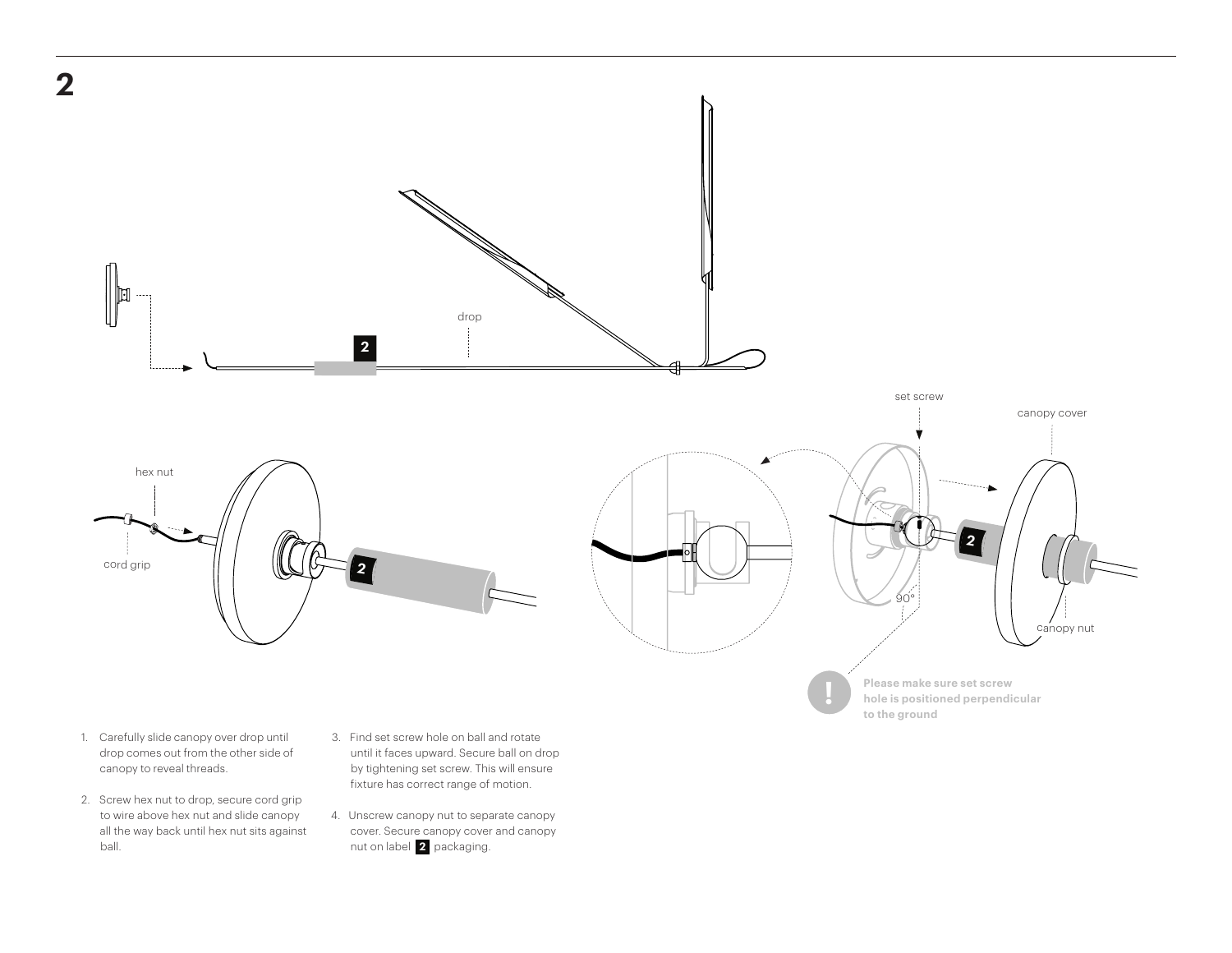## 2

drop

2

hex nut

cord grip

2

set screw

canopy cover

2

90°

canopy nut

**Please make sure set screw hole is positioned perpendicular to the ground**

1. Carefully slide canopy over drop until drop comes out from the other side of canopy to reveal threads.

2. Screw hex nut to drop, secure cord grip to wire above hex nut and slide canopy all the way back until hex nut sits against ball.

3. Find set screw hole on ball and rotate until it faces upward. Secure ball on drop by tightening set screw. This will ensure fixture has correct range of motion.

4. Unscrew canopy nut to separate canopy cover. Secure canopy cover and canopy nut on label **2** packaging.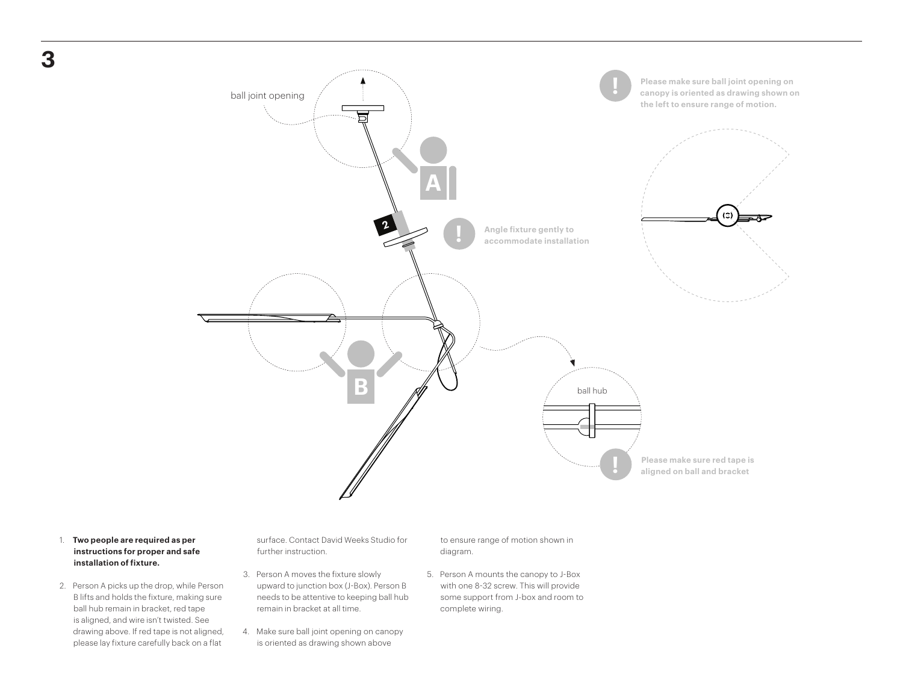# 3

ball joint opening

Please make sure ball joint opening on canopy is oriented as drawing shown on the left to ensure range of motion.

Angle fixture gently to accommodate installation

ball hub

Please make sure red tape is aligned on ball and bracket

1. **Two people are required as per instructions for proper and safe installation of fixture.**
2. Person A picks up the drop, while Person B lifts and holds the fixture, making sure ball hub remain in bracket, red tape is aligned, and wire isn't twisted. See drawing above. If red tape is not aligned, please lay fixture carefully back on a flat surface. Contact David Weeks Studio for further instruction.
3. Person A moves the fixture slowly upward to junction box (J-Box). Person B needs to be attentive to keeping ball hub remain in bracket at all time.
4. Make sure ball joint opening on canopy is oriented as drawing shown above to ensure range of motion shown in diagram.
5. Person A mounts the canopy to J-Box with one 8-32 screw. This will provide some support from J-box and room to complete wiring.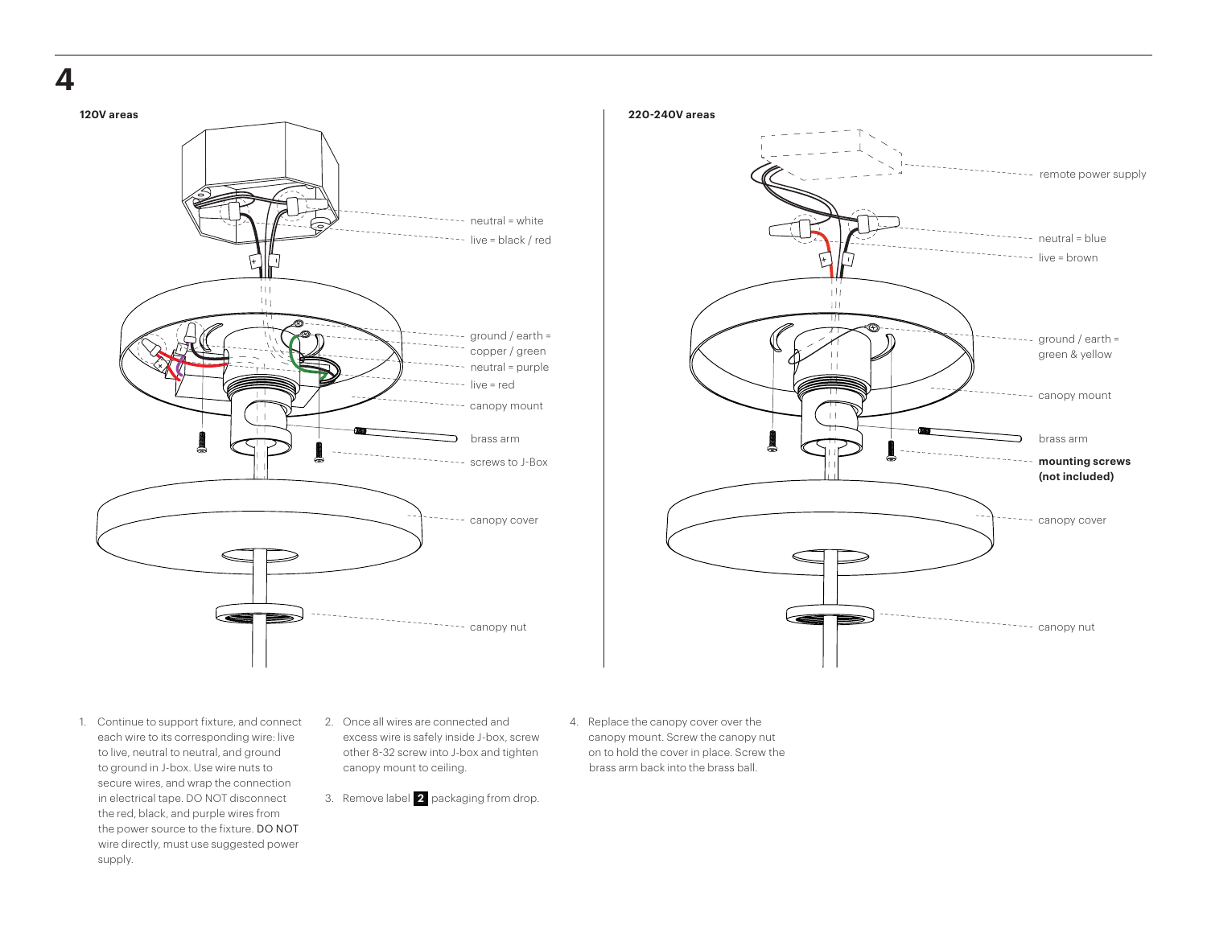# 4

**120V areas**

neutral = white

live = black / red

ground / earth = copper / green

neutral = purple

live = red

canopy mount

brass arm

screws to J-Box

canopy cover

canopy nut

**220-240V areas**

remote power supply

neutral = blue

live = brown

ground / earth = green & yellow

canopy mount

brass arm

**mounting screws (not included)**

canopy cover

canopy nut

1. Continue to support fixture, and connect each wire to its corresponding wire: live to live, neutral to neutral, and ground to ground in J-box. Use wire nuts to secure wires, and wrap the connection in electrical tape. DO NOT disconnect the red, black, and purple wires from the power source to the fixture. DO NOT wire directly, must use suggested power supply.
2. Once all wires are connected and excess wire is safely inside J-box, screw other 8-32 screw into J-box and tighten canopy mount to ceiling.
3. Remove label **2** packaging from drop.
4. Replace the canopy cover over the canopy mount. Screw the canopy nut on to hold the cover in place. Screw the brass arm back into the brass ball.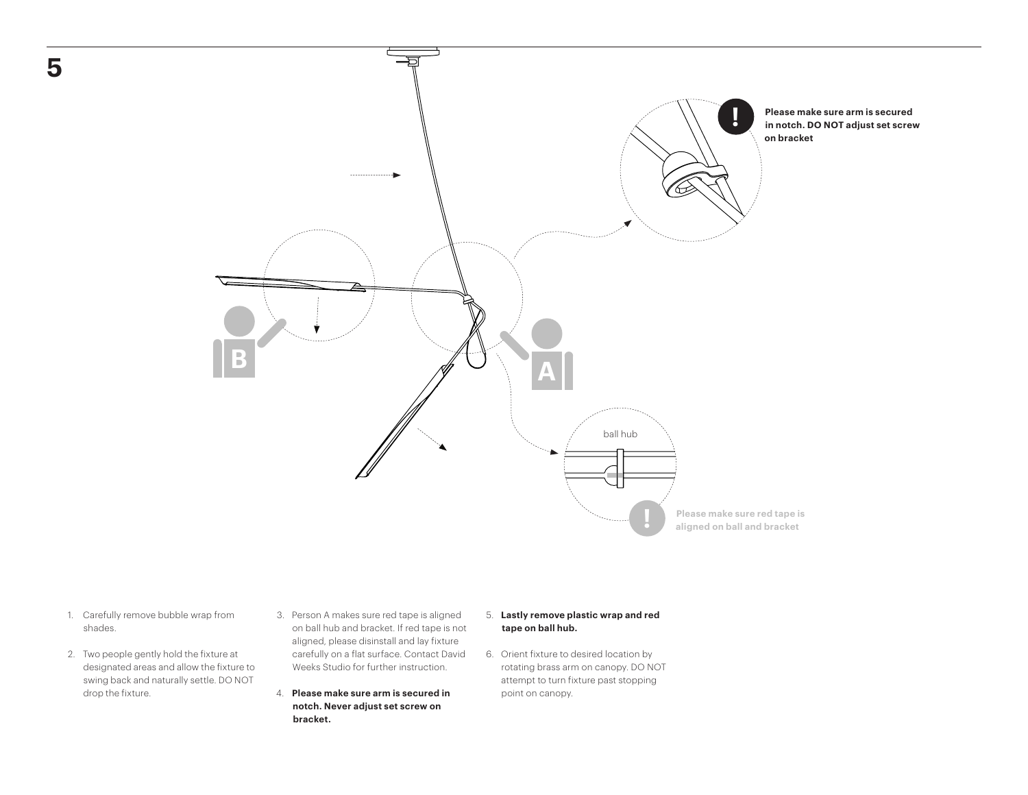# 5

Please make sure arm is secured in notch. DO NOT adjust set screw on bracket

ball hub

Please make sure red tape is aligned on ball and bracket

B

A

1. Carefully remove bubble wrap from shades.
2. Two people gently hold the fixture at designated areas and allow the fixture to swing back and naturally settle. DO NOT drop the fixture.
3. Person A makes sure red tape is aligned on ball hub and bracket. If red tape is not aligned, please disinstall and lay fixture carefully on a flat surface. Contact David Weeks Studio for further instruction.
4. **Please make sure arm is secured in notch. Never adjust set screw on bracket.**
5. **Lastly remove plastic wrap and red tape on ball hub.**
6. Orient fixture to desired location by rotating brass arm on canopy. DO NOT attempt to turn fixture past stopping point on canopy.